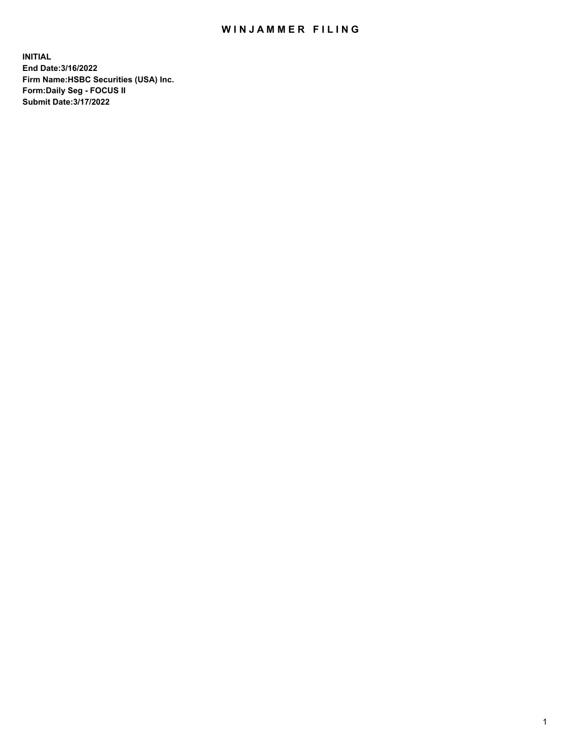# WINJAMMER FILING

**INITIAL**
**End Date:3/16/2022**
**Firm Name:HSBC Securities (USA) Inc.**
**Form:Daily Seg - FOCUS II**
**Submit Date:3/17/2022**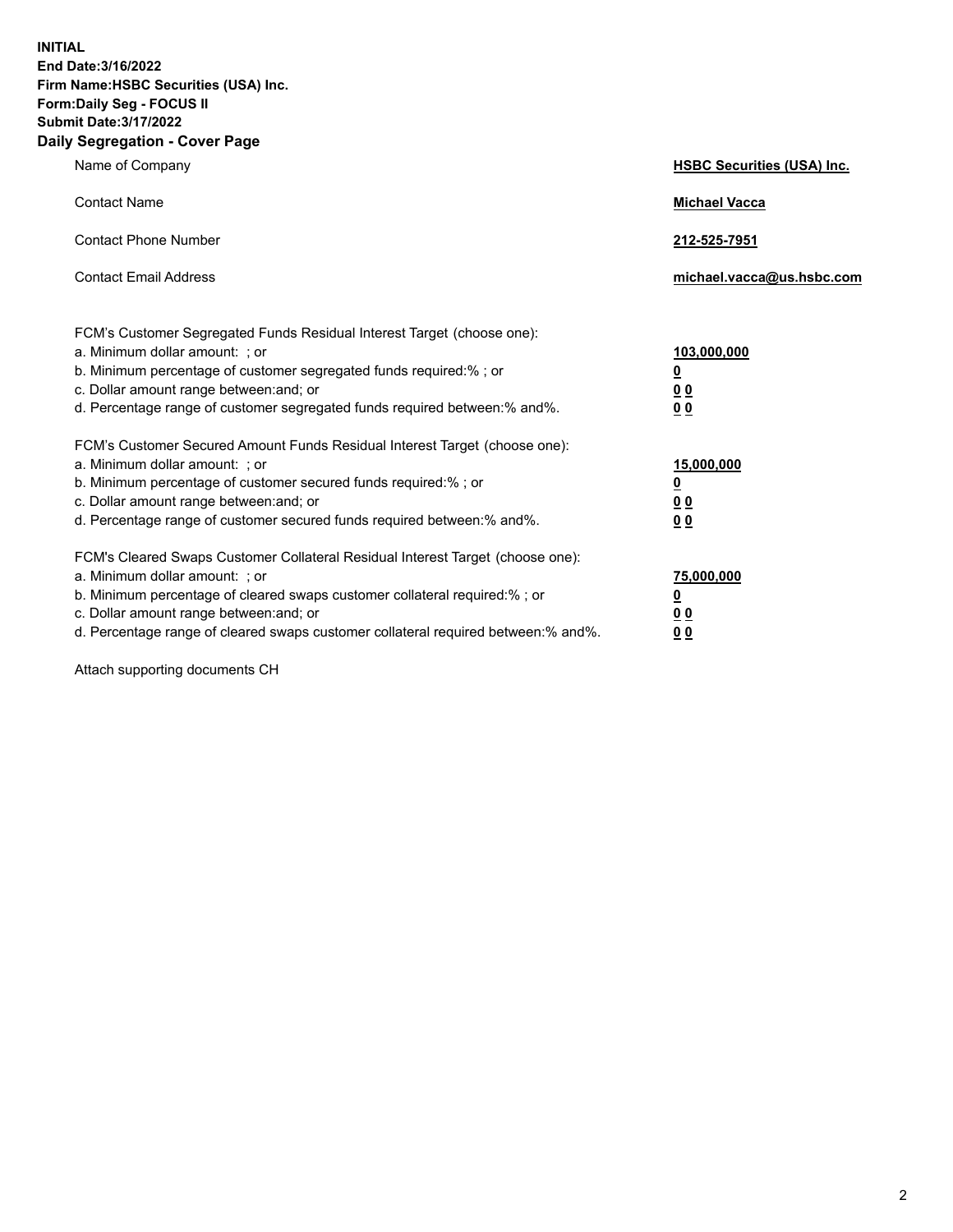**INITIAL**
**End Date:3/16/2022**
**Firm Name:HSBC Securities (USA) Inc.**
**Form:Daily Seg - FOCUS II**
**Submit Date:3/17/2022**

## Daily Segregation - Cover Page

| | |
|---|---|
| Name of Company | **HSBC Securities (USA) Inc.** |
| Contact Name | **Michael Vacca** |
| Contact Phone Number | **212-525-7951** |
| Contact Email Address | **michael.vacca@us.hsbc.com** |

| | |
|---|---|
| FCM's Customer Segregated Funds Residual Interest Target (choose one): | |
| a. Minimum dollar amount: ; or | **103,000,000** |
| b. Minimum percentage of customer segregated funds required:% ; or | **0** |
| c. Dollar amount range between:and; or | **0 0** |
| d. Percentage range of customer segregated funds required between:% and%. | **0 0** |
| FCM's Customer Secured Amount Funds Residual Interest Target (choose one): | |
| a. Minimum dollar amount: ; or | **15,000,000** |
| b. Minimum percentage of customer secured funds required:% ; or | **0** |
| c. Dollar amount range between:and; or | **0 0** |
| d. Percentage range of customer secured funds required between:% and%. | **0 0** |
| FCM's Cleared Swaps Customer Collateral Residual Interest Target (choose one): | |
| a. Minimum dollar amount: ; or | **75,000,000** |
| b. Minimum percentage of cleared swaps customer collateral required:% ; or | **0** |
| c. Dollar amount range between:and; or | **0 0** |
| d. Percentage range of cleared swaps customer collateral required between:% and%. | **0 0** |

Attach supporting documents CH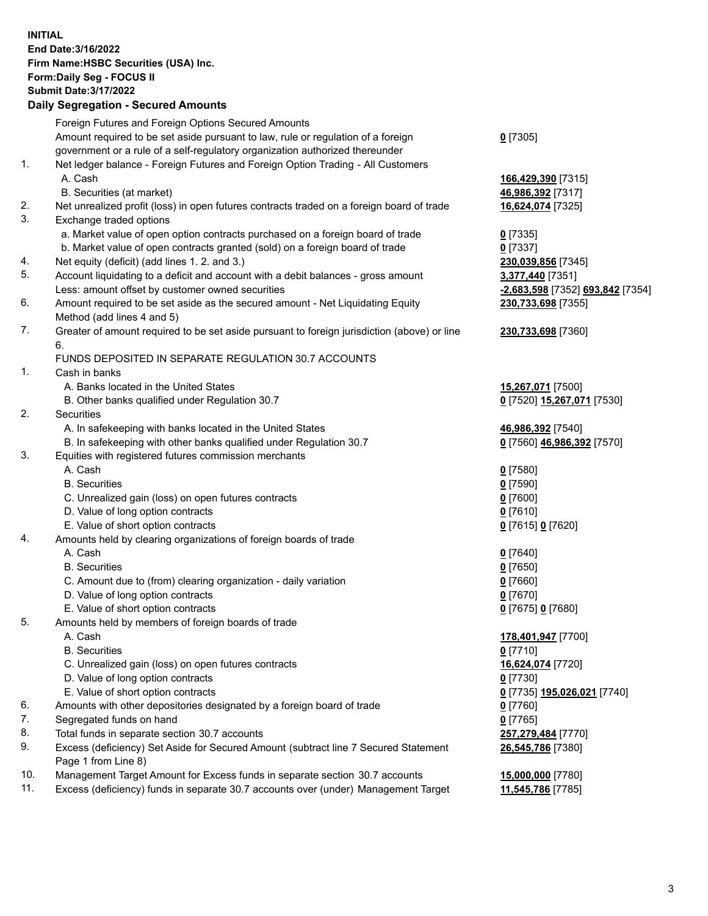**INITIAL**
**End Date:3/16/2022**
**Firm Name:HSBC Securities (USA) Inc.**
**Form:Daily Seg - FOCUS II**
**Submit Date:3/17/2022**

## Daily Segregation - Secured Amounts

| | | |
|---|---|---|
| | Foreign Futures and Foreign Options Secured Amounts | |
| | Amount required to be set aside pursuant to law, rule or regulation of a foreign government or a rule of a self-regulatory organization authorized thereunder | **0** [7305] |
| 1. | Net ledger balance - Foreign Futures and Foreign Option Trading - All Customers | |
| | A. Cash | **166,429,390** [7315] |
| | B. Securities (at market) | **46,986,392** [7317] |
| 2. | Net unrealized profit (loss) in open futures contracts traded on a foreign board of trade | **16,624,074** [7325] |
| 3. | Exchange traded options | |
| | a. Market value of open option contracts purchased on a foreign board of trade | **0** [7335] |
| | b. Market value of open contracts granted (sold) on a foreign board of trade | **0** [7337] |
| 4. | Net equity (deficit) (add lines 1. 2. and 3.) | **230,039,856** [7345] |
| 5. | Account liquidating to a deficit and account with a debit balances - gross amount | **3,377,440** [7351] |
| | Less: amount offset by customer owned securities | **-2,683,598** [7352] **693,842** [7354] |
| 6. | Amount required to be set aside as the secured amount - Net Liquidating Equity Method (add lines 4 and 5) | **230,733,698** [7355] |
| 7. | Greater of amount required to be set aside pursuant to foreign jurisdiction (above) or line 6. | **230,733,698** [7360] |
| | FUNDS DEPOSITED IN SEPARATE REGULATION 30.7 ACCOUNTS | |
| 1. | Cash in banks | |
| | A. Banks located in the United States | **15,267,071** [7500] |
| | B. Other banks qualified under Regulation 30.7 | **0** [7520] **15,267,071** [7530] |
| 2. | Securities | |
| | A. In safekeeping with banks located in the United States | **46,986,392** [7540] |
| | B. In safekeeping with other banks qualified under Regulation 30.7 | **0** [7560] **46,986,392** [7570] |
| 3. | Equities with registered futures commission merchants | |
| | A. Cash | **0** [7580] |
| | B. Securities | **0** [7590] |
| | C. Unrealized gain (loss) on open futures contracts | **0** [7600] |
| | D. Value of long option contracts | **0** [7610] |
| | E. Value of short option contracts | **0** [7615] **0** [7620] |
| 4. | Amounts held by clearing organizations of foreign boards of trade | |
| | A. Cash | **0** [7640] |
| | B. Securities | **0** [7650] |
| | C. Amount due to (from) clearing organization - daily variation | **0** [7660] |
| | D. Value of long option contracts | **0** [7670] |
| | E. Value of short option contracts | **0** [7675] **0** [7680] |
| 5. | Amounts held by members of foreign boards of trade | |
| | A. Cash | **178,401,947** [7700] |
| | B. Securities | **0** [7710] |
| | C. Unrealized gain (loss) on open futures contracts | **16,624,074** [7720] |
| | D. Value of long option contracts | **0** [7730] |
| | E. Value of short option contracts | **0** [7735] **195,026,021** [7740] |
| 6. | Amounts with other depositories designated by a foreign board of trade | **0** [7760] |
| 7. | Segregated funds on hand | **0** [7765] |
| 8. | Total funds in separate section 30.7 accounts | **257,279,484** [7770] |
| 9. | Excess (deficiency) Set Aside for Secured Amount (subtract line 7 Secured Statement Page 1 from Line 8) | **26,545,786** [7380] |
| 10. | Management Target Amount for Excess funds in separate section 30.7 accounts | **15,000,000** [7780] |
| 11. | Excess (deficiency) funds in separate 30.7 accounts over (under) Management Target | **11,545,786** [7785] |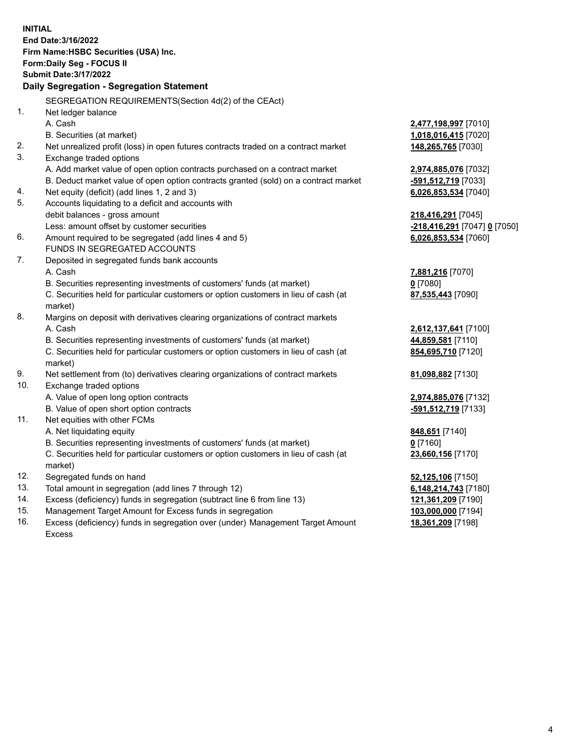**INITIAL**
**End Date:3/16/2022**
**Firm Name:HSBC Securities (USA) Inc.**
**Form:Daily Seg - FOCUS II**
**Submit Date:3/17/2022**

## Daily Segregation - Segregation Statement

SEGREGATION REQUIREMENTS(Section 4d(2) of the CEAct)

| | | |
|---|---|---|
| 1. | Net ledger balance | |
| | A. Cash | **2,477,198,997** [7010] |
| | B. Securities (at market) | **1,018,016,415** [7020] |
| 2. | Net unrealized profit (loss) in open futures contracts traded on a contract market | **148,265,765** [7030] |
| 3. | Exchange traded options | |
| | A. Add market value of open option contracts purchased on a contract market | **2,974,885,076** [7032] |
| | B. Deduct market value of open option contracts granted (sold) on a contract market | **-591,512,719** [7033] |
| 4. | Net equity (deficit) (add lines 1, 2 and 3) | **6,026,853,534** [7040] |
| 5. | Accounts liquidating to a deficit and accounts with debit balances - gross amount | **218,416,291** [7045] |
| | Less: amount offset by customer securities | **-218,416,291** [7047] **0** [7050] |
| 6. | Amount required to be segregated (add lines 4 and 5) | **6,026,853,534** [7060] |
| | FUNDS IN SEGREGATED ACCOUNTS | |
| 7. | Deposited in segregated funds bank accounts | |
| | A. Cash | **7,881,216** [7070] |
| | B. Securities representing investments of customers' funds (at market) | **0** [7080] |
| | C. Securities held for particular customers or option customers in lieu of cash (at market) | **87,535,443** [7090] |
| 8. | Margins on deposit with derivatives clearing organizations of contract markets | |
| | A. Cash | **2,612,137,641** [7100] |
| | B. Securities representing investments of customers' funds (at market) | **44,859,581** [7110] |
| | C. Securities held for particular customers or option customers in lieu of cash (at market) | **854,695,710** [7120] |
| 9. | Net settlement from (to) derivatives clearing organizations of contract markets | **81,098,882** [7130] |
| 10. | Exchange traded options | |
| | A. Value of open long option contracts | **2,974,885,076** [7132] |
| | B. Value of open short option contracts | **-591,512,719** [7133] |
| 11. | Net equities with other FCMs | |
| | A. Net liquidating equity | **848,651** [7140] |
| | B. Securities representing investments of customers' funds (at market) | **0** [7160] |
| | C. Securities held for particular customers or option customers in lieu of cash (at market) | **23,660,156** [7170] |
| 12. | Segregated funds on hand | **52,125,106** [7150] |
| 13. | Total amount in segregation (add lines 7 through 12) | **6,148,214,743** [7180] |
| 14. | Excess (deficiency) funds in segregation (subtract line 6 from line 13) | **121,361,209** [7190] |
| 15. | Management Target Amount for Excess funds in segregation | **103,000,000** [7194] |
| 16. | Excess (deficiency) funds in segregation over (under) Management Target Amount Excess | **18,361,209** [7198] |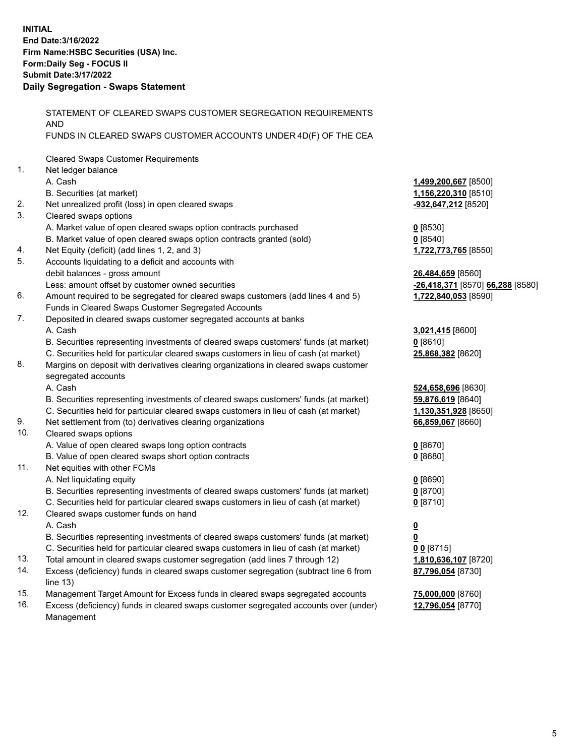**INITIAL**
**End Date:3/16/2022**
**Firm Name:HSBC Securities (USA) Inc.**
**Form:Daily Seg - FOCUS II**
**Submit Date:3/17/2022**
**Daily Segregation - Swaps Statement**

STATEMENT OF CLEARED SWAPS CUSTOMER SEGREGATION REQUIREMENTS AND FUNDS IN CLEARED SWAPS CUSTOMER ACCOUNTS UNDER 4D(F) OF THE CEA

| | | |
|---|---|---|
| | Cleared Swaps Customer Requirements | |
| 1. | Net ledger balance | |
| | A. Cash | **1,499,200,667** [8500] |
| | B. Securities (at market) | **1,156,220,310** [8510] |
| 2. | Net unrealized profit (loss) in open cleared swaps | **-932,647,212** [8520] |
| 3. | Cleared swaps options | |
| | A. Market value of open cleared swaps option contracts purchased | **0** [8530] |
| | B. Market value of open cleared swaps option contracts granted (sold) | **0** [8540] |
| 4. | Net Equity (deficit) (add lines 1, 2, and 3) | **1,722,773,765** [8550] |
| 5. | Accounts liquidating to a deficit and accounts with debit balances - gross amount | **26,484,659** [8560] |
| | Less: amount offset by customer owned securities | **-26,418,371** [8570] **66,288** [8580] |
| 6. | Amount required to be segregated for cleared swaps customers (add lines 4 and 5) | **1,722,840,053** [8590] |
| | Funds in Cleared Swaps Customer Segregated Accounts | |
| 7. | Deposited in cleared swaps customer segregated accounts at banks | |
| | A. Cash | **3,021,415** [8600] |
| | B. Securities representing investments of cleared swaps customers' funds (at market) | **0** [8610] |
| | C. Securities held for particular cleared swaps customers in lieu of cash (at market) | **25,868,382** [8620] |
| 8. | Margins on deposit with derivatives clearing organizations in cleared swaps customer segregated accounts | |
| | A. Cash | **524,658,696** [8630] |
| | B. Securities representing investments of cleared swaps customers' funds (at market) | **59,876,619** [8640] |
| | C. Securities held for particular cleared swaps customers in lieu of cash (at market) | **1,130,351,928** [8650] |
| 9. | Net settlement from (to) derivatives clearing organizations | **66,859,067** [8660] |
| 10. | Cleared swaps options | |
| | A. Value of open cleared swaps long option contracts | **0** [8670] |
| | B. Value of open cleared swaps short option contracts | **0** [8680] |
| 11. | Net equities with other FCMs | |
| | A. Net liquidating equity | **0** [8690] |
| | B. Securities representing investments of cleared swaps customers' funds (at market) | **0** [8700] |
| | C. Securities held for particular cleared swaps customers in lieu of cash (at market) | **0** [8710] |
| 12. | Cleared swaps customer funds on hand | |
| | A. Cash | **0** |
| | B. Securities representing investments of cleared swaps customers' funds (at market) | **0** |
| | C. Securities held for particular cleared swaps customers in lieu of cash (at market) | **0** **0** [8715] |
| 13. | Total amount in cleared swaps customer segregation (add lines 7 through 12) | **1,810,636,107** [8720] |
| 14. | Excess (deficiency) funds in cleared swaps customer segregation (subtract line 6 from line 13) | **87,796,054** [8730] |
| 15. | Management Target Amount for Excess funds in cleared swaps segregated accounts | **75,000,000** [8760] |
| 16. | Excess (deficiency) funds in cleared swaps customer segregated accounts over (under) Management | **12,796,054** [8770] |